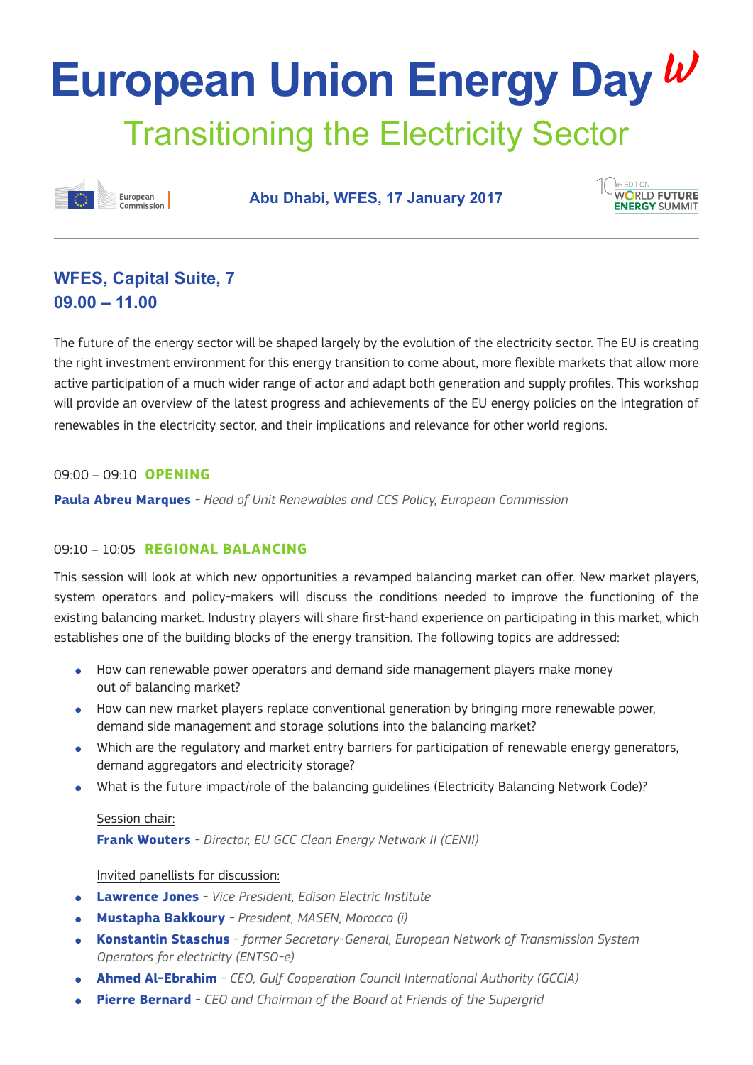# European Union Energy Day

## Transitioning the Electricity Sector

European Commission

**Abu Dhabi, WFES, 17 January 2017**

10th EDITION WORLD FUTURE ENERGY SUMMIT

---

### WFES, Capital Suite, 7
### 09.00 – 11.00

The future of the energy sector will be shaped largely by the evolution of the electricity sector. The EU is creating the right investment environment for this energy transition to come about, more flexible markets that allow more active participation of a much wider range of actor and adapt both generation and supply profiles. This workshop will provide an overview of the latest progress and achievements of the EU energy policies on the integration of renewables in the electricity sector, and their implications and relevance for other world regions.

09:00 – 09:10 **OPENING**

**Paula Abreu Marques** - *Head of Unit Renewables and CCS Policy, European Commission*

09:10 – 10:05 **REGIONAL BALANCING**

This session will look at which new opportunities a revamped balancing market can offer. New market players, system operators and policy-makers will discuss the conditions needed to improve the functioning of the existing balancing market. Industry players will share first-hand experience on participating in this market, which establishes one of the building blocks of the energy transition. The following topics are addressed:

- How can renewable power operators and demand side management players make money out of balancing market?
- How can new market players replace conventional generation by bringing more renewable power, demand side management and storage solutions into the balancing market?
- Which are the regulatory and market entry barriers for participation of renewable energy generators, demand aggregators and electricity storage?
- What is the future impact/role of the balancing guidelines (Electricity Balancing Network Code)?

Session chair:

**Frank Wouters** - *Director, EU GCC Clean Energy Network II (CENII)*

Invited panellists for discussion:

- **Lawrence Jones** - *Vice President, Edison Electric Institute*
- **Mustapha Bakkoury** - *President, MASEN, Morocco (i)*
- **Konstantin Staschus** - *former Secretary-General, European Network of Transmission System Operators for electricity (ENTSO-e)*
- **Ahmed Al-Ebrahim** - *CEO, Gulf Cooperation Council International Authority (GCCIA)*
- **Pierre Bernard** - *CEO and Chairman of the Board at Friends of the Supergrid*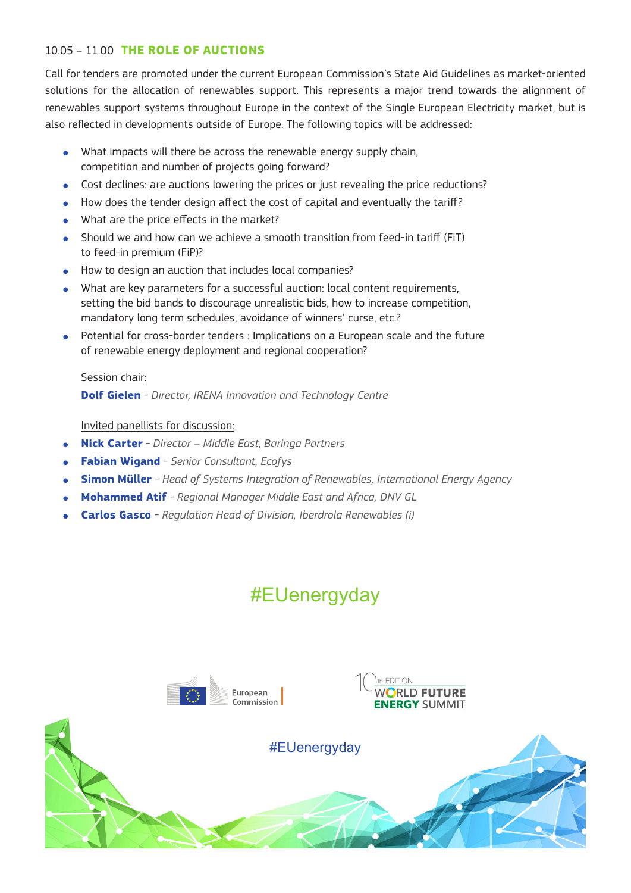## 10.05 – 11.00 **THE ROLE OF AUCTIONS**

Call for tenders are promoted under the current European Commission's State Aid Guidelines as market-oriented solutions for the allocation of renewables support. This represents a major trend towards the alignment of renewables support systems throughout Europe in the context of the Single European Electricity market, but is also reflected in developments outside of Europe. The following topics will be addressed:

- What impacts will there be across the renewable energy supply chain, competition and number of projects going forward?
- Cost declines: are auctions lowering the prices or just revealing the price reductions?
- How does the tender design affect the cost of capital and eventually the tariff?
- What are the price effects in the market?
- Should we and how can we achieve a smooth transition from feed-in tariff (FiT) to feed-in premium (FiP)?
- How to design an auction that includes local companies?
- What are key parameters for a successful auction: local content requirements, setting the bid bands to discourage unrealistic bids, how to increase competition, mandatory long term schedules, avoidance of winners' curse, etc.?
- Potential for cross-border tenders : Implications on a European scale and the future of renewable energy deployment and regional cooperation?

Session chair:

**Dolf Gielen** - *Director, IRENA Innovation and Technology Centre*

Invited panellists for discussion:

- **Nick Carter** - *Director – Middle East, Baringa Partners*
- **Fabian Wigand** - *Senior Consultant, Ecofys*
- **Simon Müller** - *Head of Systems Integration of Renewables, International Energy Agency*
- **Mohammed Atif** - *Regional Manager Middle East and Africa, DNV GL*
- **Carlos Gasco** - *Regulation Head of Division, Iberdrola Renewables (i)*

#EUenergyday

European Commission

10th EDITION WORLD FUTURE ENERGY SUMMIT

#EUenergyday